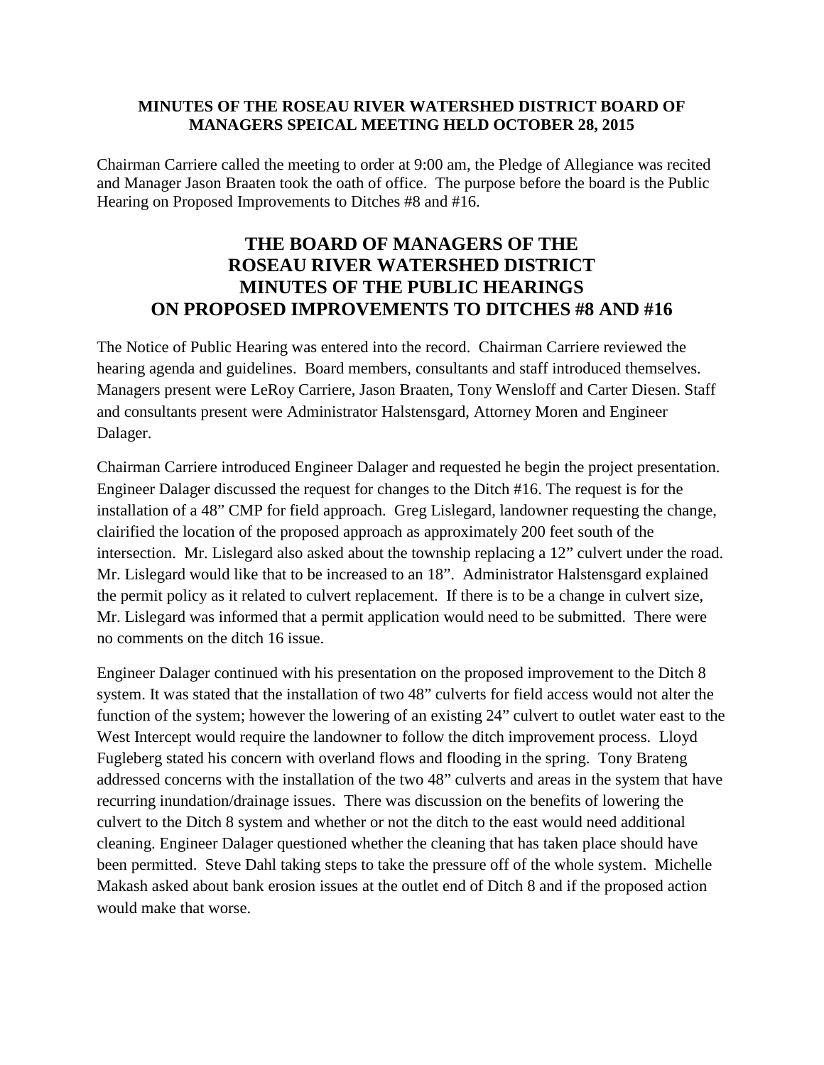**MINUTES OF THE ROSEAU RIVER WATERSHED DISTRICT BOARD OF MANAGERS SPEICAL MEETING HELD OCTOBER 28, 2015**

Chairman Carriere called the meeting to order at 9:00 am, the Pledge of Allegiance was recited and Manager Jason Braaten took the oath of office. The purpose before the board is the Public Hearing on Proposed Improvements to Ditches #8 and #16.

# THE BOARD OF MANAGERS OF THE ROSEAU RIVER WATERSHED DISTRICT MINUTES OF THE PUBLIC HEARINGS ON PROPOSED IMPROVEMENTS TO DITCHES #8 AND #16

The Notice of Public Hearing was entered into the record. Chairman Carriere reviewed the hearing agenda and guidelines. Board members, consultants and staff introduced themselves. Managers present were LeRoy Carriere, Jason Braaten, Tony Wensloff and Carter Diesen. Staff and consultants present were Administrator Halstensgard, Attorney Moren and Engineer Dalager.

Chairman Carriere introduced Engineer Dalager and requested he begin the project presentation. Engineer Dalager discussed the request for changes to the Ditch #16. The request is for the installation of a 48" CMP for field approach. Greg Lislegard, landowner requesting the change, clairified the location of the proposed approach as approximately 200 feet south of the intersection. Mr. Lislegard also asked about the township replacing a 12" culvert under the road. Mr. Lislegard would like that to be increased to an 18". Administrator Halstensgard explained the permit policy as it related to culvert replacement. If there is to be a change in culvert size, Mr. Lislegard was informed that a permit application would need to be submitted. There were no comments on the ditch 16 issue.

Engineer Dalager continued with his presentation on the proposed improvement to the Ditch 8 system. It was stated that the installation of two 48" culverts for field access would not alter the function of the system; however the lowering of an existing 24" culvert to outlet water east to the West Intercept would require the landowner to follow the ditch improvement process. Lloyd Fugleberg stated his concern with overland flows and flooding in the spring. Tony Brateng addressed concerns with the installation of the two 48" culverts and areas in the system that have recurring inundation/drainage issues. There was discussion on the benefits of lowering the culvert to the Ditch 8 system and whether or not the ditch to the east would need additional cleaning. Engineer Dalager questioned whether the cleaning that has taken place should have been permitted. Steve Dahl taking steps to take the pressure off of the whole system. Michelle Makash asked about bank erosion issues at the outlet end of Ditch 8 and if the proposed action would make that worse.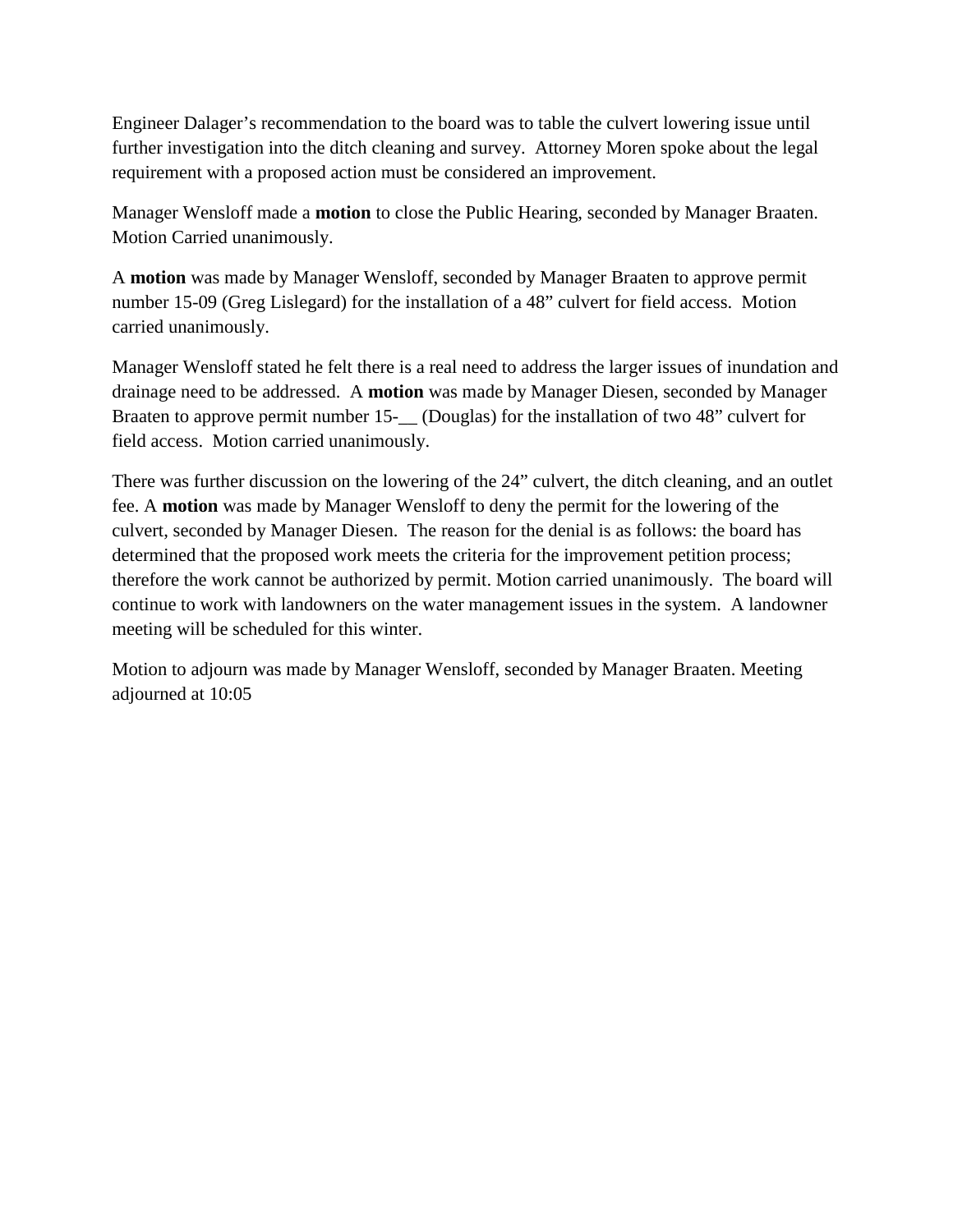Engineer Dalager's recommendation to the board was to table the culvert lowering issue until further investigation into the ditch cleaning and survey. Attorney Moren spoke about the legal requirement with a proposed action must be considered an improvement.

Manager Wensloff made a **motion** to close the Public Hearing, seconded by Manager Braaten. Motion Carried unanimously.

A **motion** was made by Manager Wensloff, seconded by Manager Braaten to approve permit number 15-09 (Greg Lislegard) for the installation of a 48" culvert for field access. Motion carried unanimously.

Manager Wensloff stated he felt there is a real need to address the larger issues of inundation and drainage need to be addressed. A **motion** was made by Manager Diesen, seconded by Manager Braaten to approve permit number 15-__ (Douglas) for the installation of two 48" culvert for field access. Motion carried unanimously.

There was further discussion on the lowering of the 24" culvert, the ditch cleaning, and an outlet fee. A **motion** was made by Manager Wensloff to deny the permit for the lowering of the culvert, seconded by Manager Diesen. The reason for the denial is as follows: the board has determined that the proposed work meets the criteria for the improvement petition process; therefore the work cannot be authorized by permit. Motion carried unanimously. The board will continue to work with landowners on the water management issues in the system. A landowner meeting will be scheduled for this winter.

Motion to adjourn was made by Manager Wensloff, seconded by Manager Braaten. Meeting adjourned at 10:05